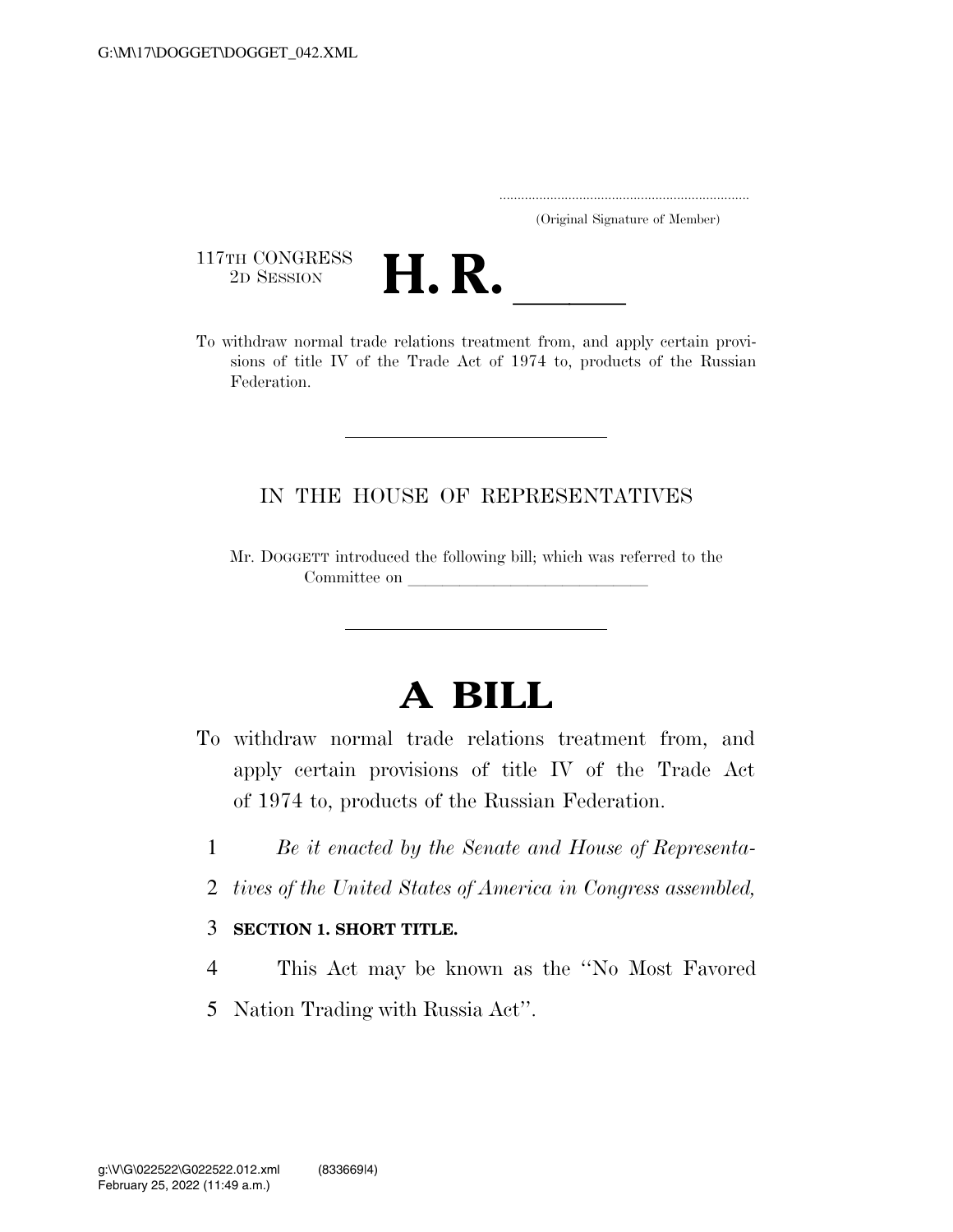(Original Signature of Member)

117TH CONGRESS
2D SESSION

# H. R. \_\_\_\_\_\_

To withdraw normal trade relations treatment from, and apply certain provisions of title IV of the Trade Act of 1974 to, products of the Russian Federation.

---

IN THE HOUSE OF REPRESENTATIVES

Mr. DOGGETT introduced the following bill; which was referred to the Committee on \_\_\_\_\_\_\_\_\_\_\_\_\_\_\_\_\_\_\_\_\_\_\_\_\_\_\_\_\_\_

---

# A BILL

To withdraw normal trade relations treatment from, and apply certain provisions of title IV of the Trade Act of 1974 to, products of the Russian Federation.

1 *Be it enacted by the Senate and House of Representa-*
2 *tives of the United States of America in Congress assembled,*

3 **SECTION 1. SHORT TITLE.**

4 This Act may be known as the ''No Most Favored
5 Nation Trading with Russia Act''.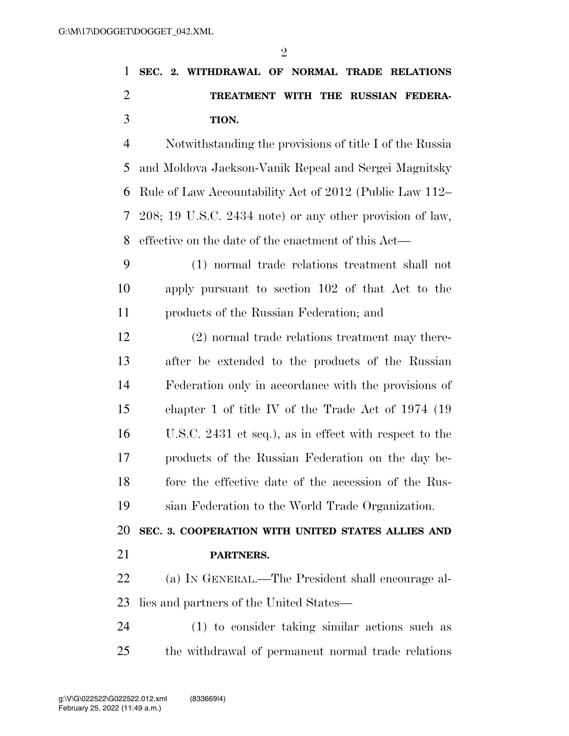**SEC. 2. WITHDRAWAL OF NORMAL TRADE RELATIONS TREATMENT WITH THE RUSSIAN FEDERATION.**

Notwithstanding the provisions of title I of the Russia and Moldova Jackson-Vanik Repeal and Sergei Magnitsky Rule of Law Accountability Act of 2012 (Public Law 112–208; 19 U.S.C. 2434 note) or any other provision of law, effective on the date of the enactment of this Act—

(1) normal trade relations treatment shall not apply pursuant to section 102 of that Act to the products of the Russian Federation; and

(2) normal trade relations treatment may thereafter be extended to the products of the Russian Federation only in accordance with the provisions of chapter 1 of title IV of the Trade Act of 1974 (19 U.S.C. 2431 et seq.), as in effect with respect to the products of the Russian Federation on the day before the effective date of the accession of the Russian Federation to the World Trade Organization.

**SEC. 3. COOPERATION WITH UNITED STATES ALLIES AND PARTNERS.**

(a) IN GENERAL.—The President shall encourage allies and partners of the United States—

(1) to consider taking similar actions such as the withdrawal of permanent normal trade relations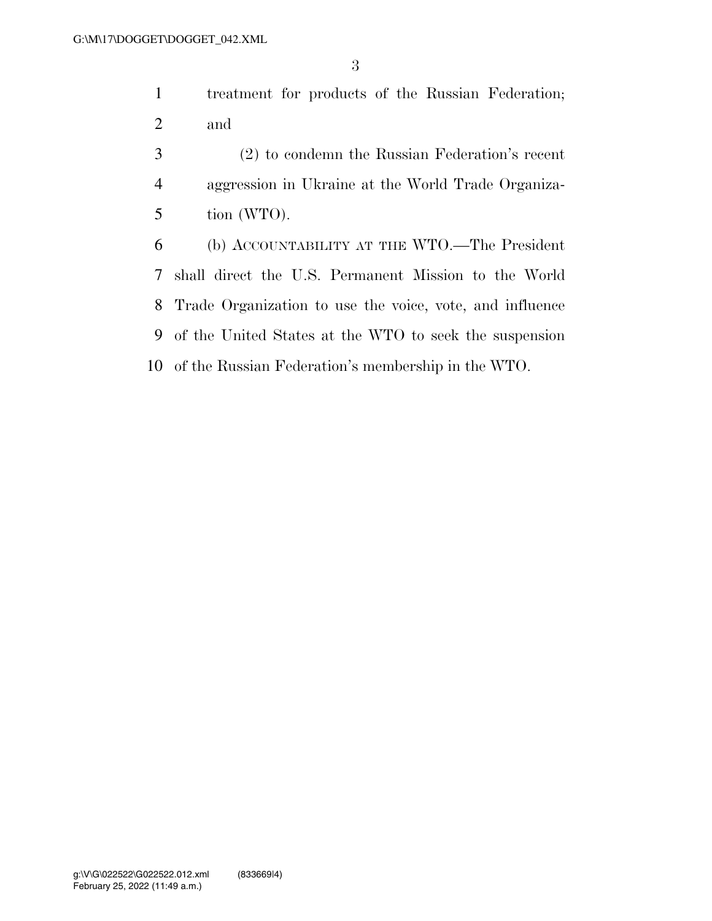treatment for products of the Russian Federation; and

(2) to condemn the Russian Federation's recent aggression in Ukraine at the World Trade Organization (WTO).

(b) ACCOUNTABILITY AT THE WTO.—The President shall direct the U.S. Permanent Mission to the World Trade Organization to use the voice, vote, and influence of the United States at the WTO to seek the suspension of the Russian Federation's membership in the WTO.